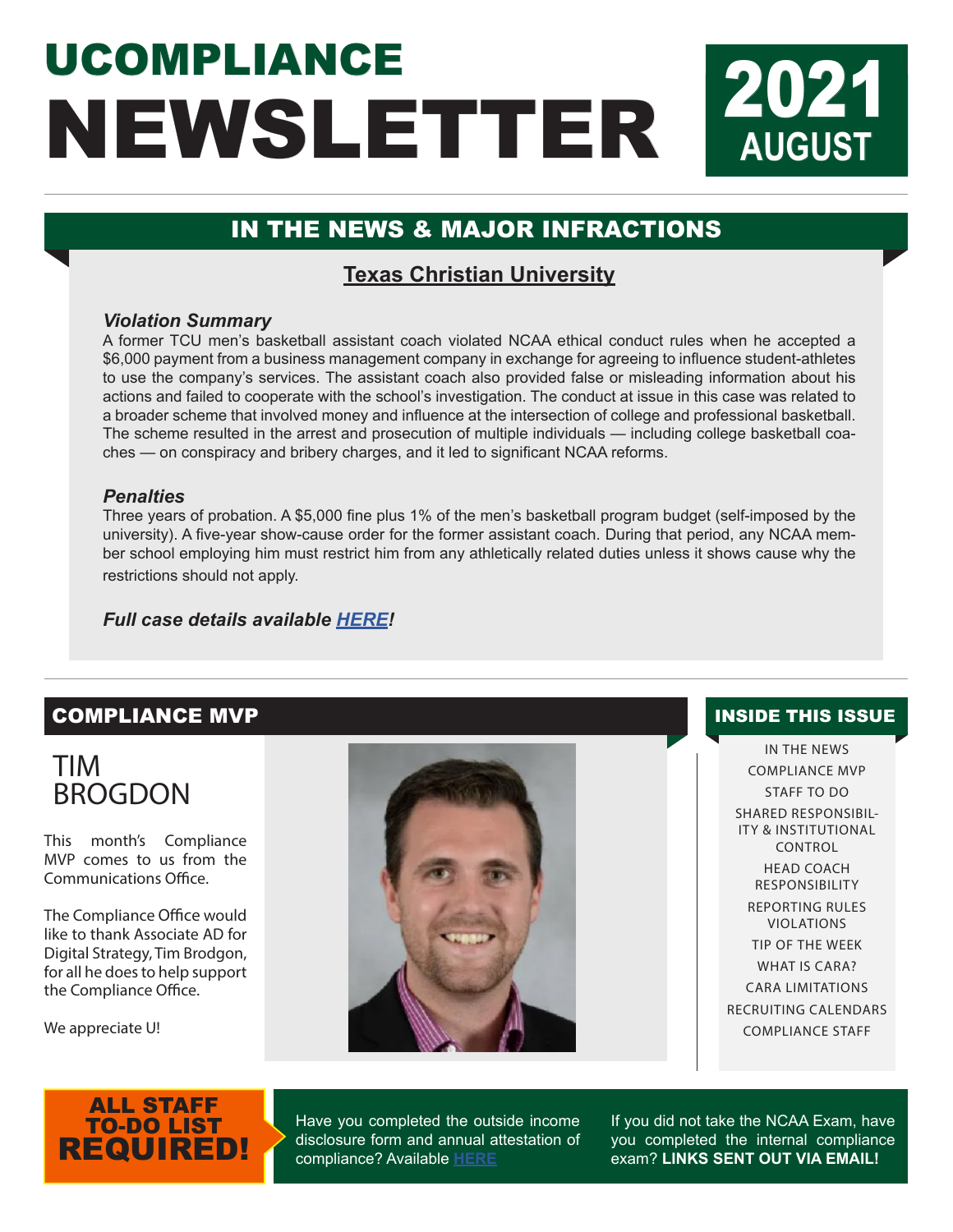# UCOMPLIANCE NEWSLETTER

**2021 AUGUST**

## IN THE NEWS & MAJOR INFRACTIONS

### Texas Christian University

***Violation Summary***

A former TCU men's basketball assistant coach violated NCAA ethical conduct rules when he accepted a $6,000 payment from a business management company in exchange for agreeing to influence student-athletes to use the company's services. The assistant coach also provided false or misleading information about his actions and failed to cooperate with the school's investigation. The conduct at issue in this case was related to a broader scheme that involved money and influence at the intersection of college and professional basketball. The scheme resulted in the arrest and prosecution of multiple individuals — including college basketball coaches — on conspiracy and bribery charges, and it led to significant NCAA reforms.

***Penalties***

Three years of probation. A $5,000 fine plus 1% of the men's basketball program budget (self-imposed by the university). A five-year show-cause order for the former assistant coach. During that period, any NCAA member school employing him must restrict him from any athletically related duties unless it shows cause why the restrictions should not apply.

***Full case details available HERE!***

## COMPLIANCE MVP

### TIM BRODGON

This month's Compliance MVP comes to us from the Communications Office.

The Compliance Office would like to thank Associate AD for Digital Strategy, Tim Brodgon, for all he does to help support the Compliance Office.

We appreciate U!

## INSIDE THIS ISSUE

- IN THE NEWS
- COMPLIANCE MVP
- STAFF TO DO
- SHARED RESPONSIBILITY & INSTITUTIONAL CONTROL
- HEAD COACH RESPONSIBILITY
- REPORTING RULES VIOLATIONS
- TIP OF THE WEEK
- WHAT IS CARA?
- CARA LIMITATIONS
- RECRUITING CALENDARS
- COMPLIANCE STAFF

## ALL STAFF TO-DO LIST REQUIRED!

Have you completed the outside income disclosure form and annual attestation of compliance? Available HERE

If you did not take the NCAA Exam, have you completed the internal compliance exam? **LINKS SENT OUT VIA EMAIL!**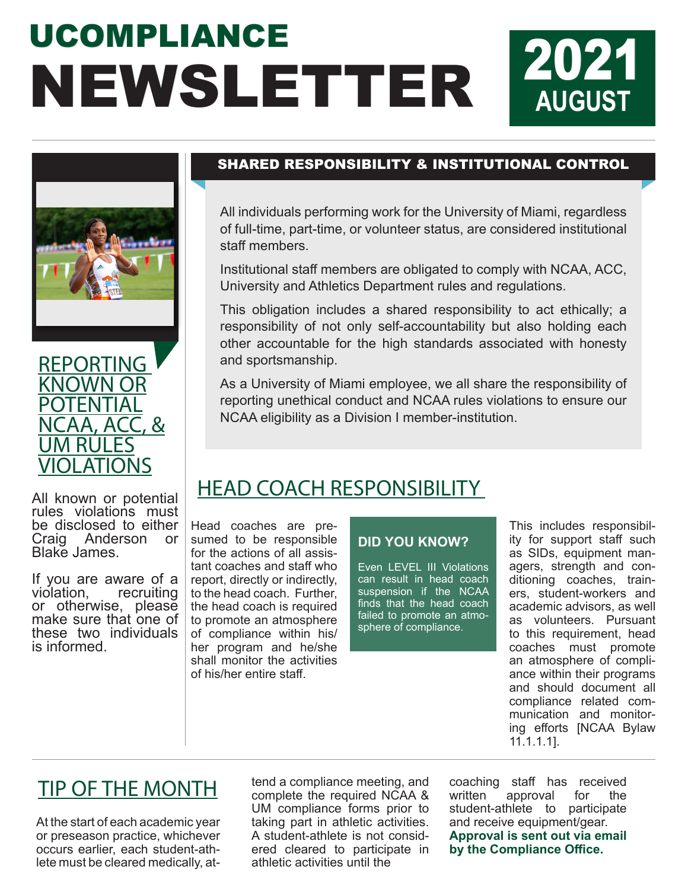# UCOMPLIANCE NEWSLETTER

**2021 AUGUST**

## SHARED RESPONSIBILITY & INSTITUTIONAL CONTROL

All individuals performing work for the University of Miami, regardless of full-time, part-time, or volunteer status, are considered institutional staff members.

Institutional staff members are obligated to comply with NCAA, ACC, University and Athletics Department rules and regulations.

This obligation includes a shared responsibility to act ethically; a responsibility of not only self-accountability but also holding each other accountable for the high standards associated with honesty and sportsmanship.

As a University of Miami employee, we all share the responsibility of reporting unethical conduct and NCAA rules violations to ensure our NCAA eligibility as a Division I member-institution.

## REPORTING KNOWN OR POTENTIAL NCAA, ACC, & UM RULES VIOLATIONS

All known or potential rules violations must be disclosed to either Craig Anderson or Blake James.

If you are aware of a violation, recruiting or otherwise, please make sure that one of these two individuals is informed.

## HEAD COACH RESPONSIBILITY

Head coaches are presumed to be responsible for the actions of all assistant coaches and staff who report, directly or indirectly, to the head coach. Further, the head coach is required to promote an atmosphere of compliance within his/her program and he/she shall monitor the activities of his/her entire staff.

This includes responsibility for support staff such as SIDs, equipment managers, strength and conditioning coaches, trainers, student-workers and academic advisors, as well as volunteers. Pursuant to this requirement, head coaches must promote an atmosphere of compliance within their programs and should document all compliance related communication and monitoring efforts [NCAA Bylaw 11.1.1.1].

### DID YOU KNOW?

Even LEVEL III Violations can result in head coach suspension if the NCAA finds that the head coach failed to promote an atmosphere of compliance.

## TIP OF THE MONTH

At the start of each academic year or preseason practice, whichever occurs earlier, each student-athlete must be cleared medically, attend a compliance meeting, and complete the required NCAA & UM compliance forms prior to taking part in athletic activities. A student-athlete is not considered cleared to participate in athletic activities until the coaching staff has received written approval for the student-athlete to participate and receive equipment/gear. **Approval is sent out via email by the Compliance Office.**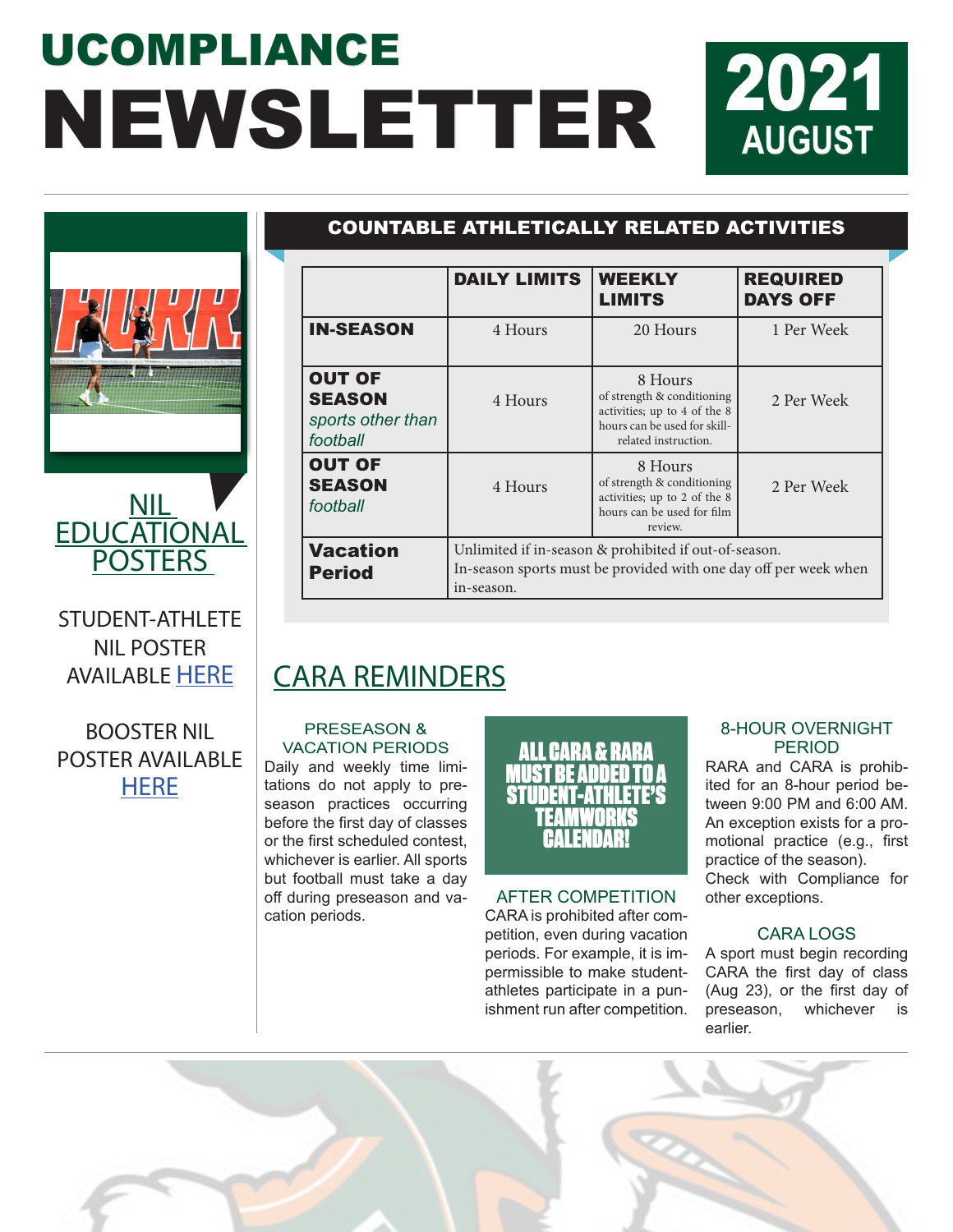# UCOMPLIANCE NEWSLETTER

**2021 AUGUST**

## NIL EDUCATIONAL POSTERS

STUDENT-ATHLETE NIL POSTER AVAILABLE HERE

BOOSTER NIL POSTER AVAILABLE HERE

## COUNTABLE ATHLETICALLY RELATED ACTIVITIES

| | DAILY LIMITS | WEEKLY LIMITS | REQUIRED DAYS OFF |
|---|---|---|---|
| **IN-SEASON** | 4 Hours | 20 Hours | 1 Per Week |
| **OUT OF SEASON** *sports other than football* | 4 Hours | 8 Hours of strength & conditioning activities; up to 4 of the 8 hours can be used for skill-related instruction. | 2 Per Week |
| **OUT OF SEASON** *football* | 4 Hours | 8 Hours of strength & conditioning activities; up to 2 of the 8 hours can be used for film review. | 2 Per Week |
| **Vacation Period** | Unlimited if in-season & prohibited if out-of-season. In-season sports must be provided with one day off per week when in-season. | | |

## CARA REMINDERS

### PRESEASON & VACATION PERIODS

Daily and weekly time limitations do not apply to preseason practices occurring before the first day of classes or the first scheduled contest, whichever is earlier. All sports but football must take a day off during preseason and vacation periods.

**ALL CARA & RARA MUST BE ADDED TO A STUDENT-ATHLETE'S TEAMWORKS CALENDAR!**

### AFTER COMPETITION

CARA is prohibited after competition, even during vacation periods. For example, it is impermissible to make student-athletes participate in a punishment run after competition.

### 8-HOUR OVERNIGHT PERIOD

RARA and CARA is prohibited for an 8-hour period between 9:00 PM and 6:00 AM. An exception exists for a promotional practice (e.g., first practice of the season). Check with Compliance for other exceptions.

### CARA LOGS

A sport must begin recording CARA the first day of class (Aug 23), or the first day of preseason, whichever is earlier.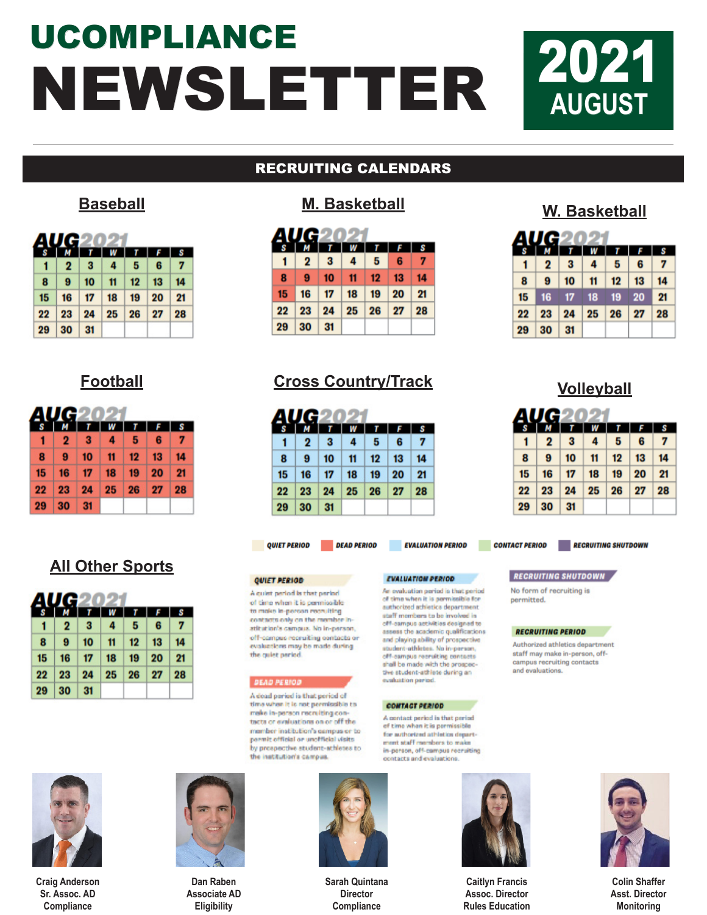# UCOMPLIANCE NEWSLETTER

**2021 AUGUST**

## RECRUITING CALENDARS

### Baseball

AUG 2021

| S | M | T | W | T | F | S |
|---|---|---|---|---|---|---|
| 1 | 2 | 3 | 4 | 5 | 6 | 7 |
| 8 | 9 | 10 | 11 | 12 | 13 | 14 |
| 15 | 16 | 17 | 18 | 19 | 20 | 21 |
| 22 | 23 | 24 | 25 | 26 | 27 | 28 |
| 29 | 30 | 31 | | | | |

### M. Basketball

AUG 2021

| S | M | T | W | T | F | S |
|---|---|---|---|---|---|---|
| 1 | 2 | 3 | 4 | 5 | 6 | 7 |
| 8 | 9 | 10 | 11 | 12 | 13 | 14 |
| 15 | 16 | 17 | 18 | 19 | 20 | 21 |
| 22 | 23 | 24 | 25 | 26 | 27 | 28 |
| 29 | 30 | 31 | | | | |

### W. Basketball

AUG 2021

| S | M | T | W | T | F | S |
|---|---|---|---|---|---|---|
| 1 | 2 | 3 | 4 | 5 | 6 | 7 |
| 8 | 9 | 10 | 11 | 12 | 13 | 14 |
| 15 | 16 | 17 | 18 | 19 | 20 | 21 |
| 22 | 23 | 24 | 25 | 26 | 27 | 28 |
| 29 | 30 | 31 | | | | |

### Football

AUG 2021

| S | M | T | W | T | F | S |
|---|---|---|---|---|---|---|
| 1 | 2 | 3 | 4 | 5 | 6 | 7 |
| 8 | 9 | 10 | 11 | 12 | 13 | 14 |
| 15 | 16 | 17 | 18 | 19 | 20 | 21 |
| 22 | 23 | 24 | 25 | 26 | 27 | 28 |
| 29 | 30 | 31 | | | | |

### Cross Country/Track

AUG 2021

| S | M | T | W | T | F | S |
|---|---|---|---|---|---|---|
| 1 | 2 | 3 | 4 | 5 | 6 | 7 |
| 8 | 9 | 10 | 11 | 12 | 13 | 14 |
| 15 | 16 | 17 | 18 | 19 | 20 | 21 |
| 22 | 23 | 24 | 25 | 26 | 27 | 28 |
| 29 | 30 | 31 | | | | |

### Volleyball

AUG 2021

| S | M | T | W | T | F | S |
|---|---|---|---|---|---|---|
| 1 | 2 | 3 | 4 | 5 | 6 | 7 |
| 8 | 9 | 10 | 11 | 12 | 13 | 14 |
| 15 | 16 | 17 | 18 | 19 | 20 | 21 |
| 22 | 23 | 24 | 25 | 26 | 27 | 28 |
| 29 | 30 | 31 | | | | |

### All Other Sports

AUG 2021

| S | M | T | W | T | F | S |
|---|---|---|---|---|---|---|
| 1 | 2 | 3 | 4 | 5 | 6 | 7 |
| 8 | 9 | 10 | 11 | 12 | 13 | 14 |
| 15 | 16 | 17 | 18 | 19 | 20 | 21 |
| 22 | 23 | 24 | 25 | 26 | 27 | 28 |
| 29 | 30 | 31 | | | | |

QUIET PERIOD · DEAD PERIOD · EVALUATION PERIOD · CONTACT PERIOD · RECRUITING SHUTDOWN

**QUIET PERIOD**

A quiet period is that period of time when it is permissible to make in-person recruiting contacts only on the member institution's campus. No in-person, off-campus recruiting contacts or evaluations may be made during the quiet period.

**DEAD PERIOD**

A dead period is that period of time when it is not permissible to make in-person recruiting contacts or evaluations on or off the member institution's campus or to permit official or unofficial visits by prospective student-athletes to the institution's campus.

**EVALUATION PERIOD**

An evaluation period is that period of time when it is permissible for authorized athletics department staff members to be involved in off-campus activities designed to assess the academic qualifications and playing ability of prospective student-athletes. No in-person, off-campus recruiting contacts shall be made with the prospective student-athlete during an evaluation period.

**CONTACT PERIOD**

A contact period is that period of time when it is permissible for authorized athletics department staff members to make in-person, off-campus recruiting contacts and evaluations.

**RECRUITING SHUTDOWN**

No form of recruiting is permitted.

**RECRUITING PERIOD**

Authorized athletics department staff may make in-person, off-campus recruiting contacts and evaluations.

Craig Anderson
Sr. Assoc. AD
Compliance

Dan Raben
Associate AD
Eligibility

Sarah Quintana
Director
Compliance

Caitlyn Francis
Assoc. Director
Rules Education

Colin Shaffer
Asst. Director
Monitoring